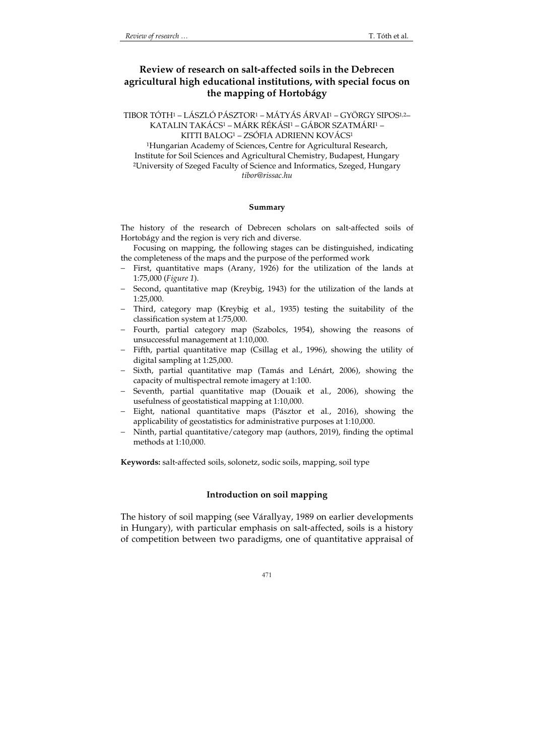# Review of research on salt-affected soils in the Debrecen agricultural high educational institutions, with special focus on the mapping of Hortobágy

TIBOR TÓTH[1] – LÁSZLÓ PÁSZTOR[1] – MÁTYÁS ÁRVAI[1] – GYÖRGY SIPOS[1,2]– KATALIN TAKÁCS[1] – MÁRK RÉKÁSI[1] – GÁBOR SZATMÁRI[1] – KITTI BALOG[1] – ZSÓFIA ADRIENN KOVÁCS[1]

[1]Hungarian Academy of Sciences, Centre for Agricultural Research, Institute for Soil Sciences and Agricultural Chemistry, Budapest, Hungary

[2]University of Szeged Faculty of Science and Informatics, Szeged, Hungary

*tibor@rissac.hu*

## Summary

The history of the research of Debrecen scholars on salt-affected soils of Hortobágy and the region is very rich and diverse.

Focusing on mapping, the following stages can be distinguished, indicating the completeness of the maps and the purpose of the performed work

- First, quantitative maps (Arany, 1926) for the utilization of the lands at 1:75,000 (*Figure 1*).
- Second, quantitative map (Kreybig, 1943) for the utilization of the lands at 1:25,000.
- Third, category map (Kreybig et al., 1935) testing the suitability of the classification system at 1:75,000.
- Fourth, partial category map (Szabolcs, 1954), showing the reasons of unsuccessful management at 1:10,000.
- Fifth, partial quantitative map (Csillag et al., 1996), showing the utility of digital sampling at 1:25,000.
- Sixth, partial quantitative map (Tamás and Lénárt, 2006), showing the capacity of multispectral remote imagery at 1:100.
- Seventh, partial quantitative map (Douaik et al., 2006), showing the usefulness of geostatistical mapping at 1:10,000.
- Eight, national quantitative maps (Pásztor et al., 2016), showing the applicability of geostatistics for administrative purposes at 1:10,000.
- Ninth, partial quantitative/category map (authors, 2019), finding the optimal methods at 1:10,000.

**Keywords:** salt-affected soils, solonetz, sodic soils, mapping, soil type

## Introduction on soil mapping

The history of soil mapping (see Várallyay, 1989 on earlier developments in Hungary), with particular emphasis on salt-affected, soils is a history of competition between two paradigms, one of quantitative appraisal of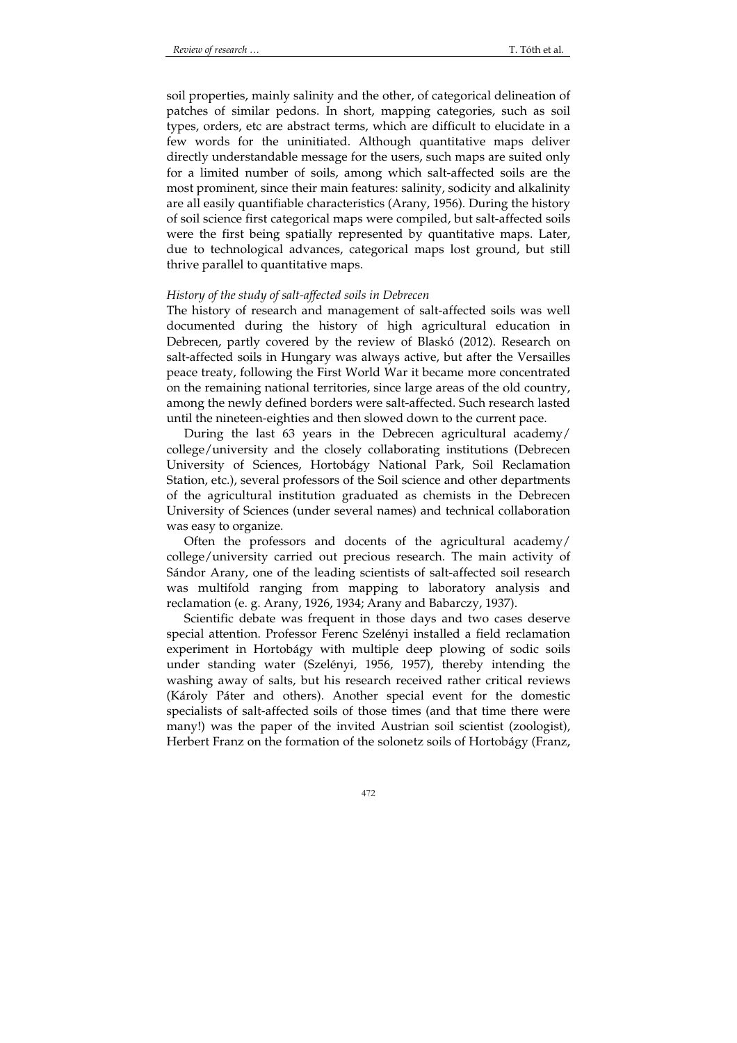soil properties, mainly salinity and the other, of categorical delineation of patches of similar pedons. In short, mapping categories, such as soil types, orders, etc are abstract terms, which are difficult to elucidate in a few words for the uninitiated. Although quantitative maps deliver directly understandable message for the users, such maps are suited only for a limited number of soils, among which salt-affected soils are the most prominent, since their main features: salinity, sodicity and alkalinity are all easily quantifiable characteristics (Arany, 1956). During the history of soil science first categorical maps were compiled, but salt-affected soils were the first being spatially represented by quantitative maps. Later, due to technological advances, categorical maps lost ground, but still thrive parallel to quantitative maps.

*History of the study of salt-affected soils in Debrecen*

The history of research and management of salt-affected soils was well documented during the history of high agricultural education in Debrecen, partly covered by the review of Blaskó (2012). Research on salt-affected soils in Hungary was always active, but after the Versailles peace treaty, following the First World War it became more concentrated on the remaining national territories, since large areas of the old country, among the newly defined borders were salt-affected. Such research lasted until the nineteen-eighties and then slowed down to the current pace.

During the last 63 years in the Debrecen agricultural academy/college/university and the closely collaborating institutions (Debrecen University of Sciences, Hortobágy National Park, Soil Reclamation Station, etc.), several professors of the Soil science and other departments of the agricultural institution graduated as chemists in the Debrecen University of Sciences (under several names) and technical collaboration was easy to organize.

Often the professors and docents of the agricultural academy/college/university carried out precious research. The main activity of Sándor Arany, one of the leading scientists of salt-affected soil research was multifold ranging from mapping to laboratory analysis and reclamation (e. g. Arany, 1926, 1934; Arany and Babarczy, 1937).

Scientific debate was frequent in those days and two cases deserve special attention. Professor Ferenc Szelényi installed a field reclamation experiment in Hortobágy with multiple deep plowing of sodic soils under standing water (Szelényi, 1956, 1957), thereby intending the washing away of salts, but his research received rather critical reviews (Károly Páter and others). Another special event for the domestic specialists of salt-affected soils of those times (and that time there were many!) was the paper of the invited Austrian soil scientist (zoologist), Herbert Franz on the formation of the solonetz soils of Hortobágy (Franz,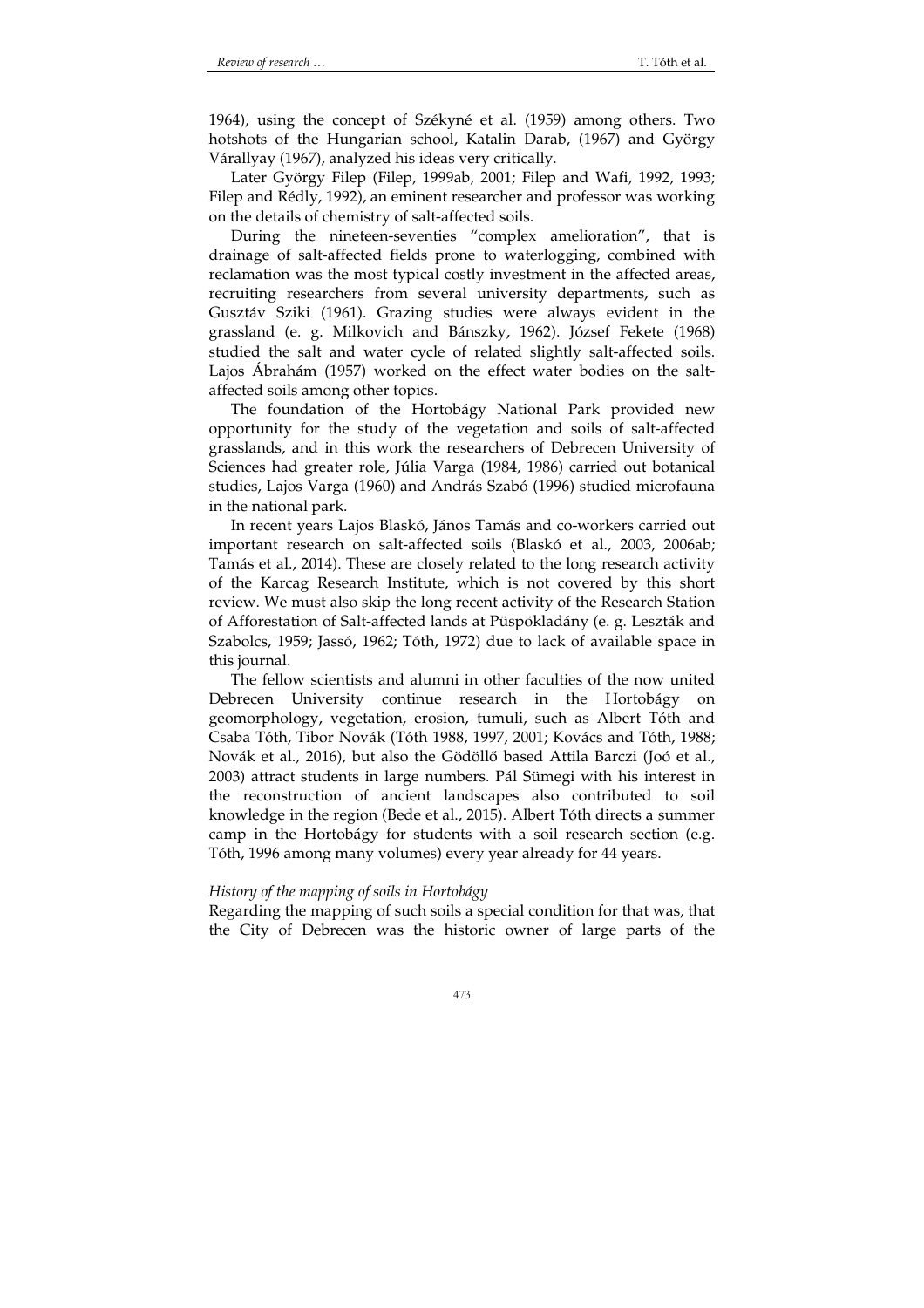1964), using the concept of Székyné et al. (1959) among others. Two hotshots of the Hungarian school, Katalin Darab, (1967) and György Várallyay (1967), analyzed his ideas very critically.

Later György Filep (Filep, 1999ab, 2001; Filep and Wafi, 1992, 1993; Filep and Rédly, 1992), an eminent researcher and professor was working on the details of chemistry of salt-affected soils.

During the nineteen-seventies "complex amelioration", that is drainage of salt-affected fields prone to waterlogging, combined with reclamation was the most typical costly investment in the affected areas, recruiting researchers from several university departments, such as Gusztáv Sziki (1961). Grazing studies were always evident in the grassland (e. g. Milkovich and Bánszky, 1962). József Fekete (1968) studied the salt and water cycle of related slightly salt-affected soils. Lajos Ábrahám (1957) worked on the effect water bodies on the salt-affected soils among other topics.

The foundation of the Hortobágy National Park provided new opportunity for the study of the vegetation and soils of salt-affected grasslands, and in this work the researchers of Debrecen University of Sciences had greater role, Júlia Varga (1984, 1986) carried out botanical studies, Lajos Varga (1960) and András Szabó (1996) studied microfauna in the national park.

In recent years Lajos Blaskó, János Tamás and co-workers carried out important research on salt-affected soils (Blaskó et al., 2003, 2006ab; Tamás et al., 2014). These are closely related to the long research activity of the Karcag Research Institute, which is not covered by this short review. We must also skip the long recent activity of the Research Station of Afforestation of Salt-affected lands at Püspökladány (e. g. Leszták and Szabolcs, 1959; Jassó, 1962; Tóth, 1972) due to lack of available space in this journal.

The fellow scientists and alumni in other faculties of the now united Debrecen University continue research in the Hortobágy on geomorphology, vegetation, erosion, tumuli, such as Albert Tóth and Csaba Tóth, Tibor Novák (Tóth 1988, 1997, 2001; Kovács and Tóth, 1988; Novák et al., 2016), but also the Gödöllő based Attila Barczi (Joó et al., 2003) attract students in large numbers. Pál Sümegi with his interest in the reconstruction of ancient landscapes also contributed to soil knowledge in the region (Bede et al., 2015). Albert Tóth directs a summer camp in the Hortobágy for students with a soil research section (e.g. Tóth, 1996 among many volumes) every year already for 44 years.

*History of the mapping of soils in Hortobágy*

Regarding the mapping of such soils a special condition for that was, that the City of Debrecen was the historic owner of large parts of the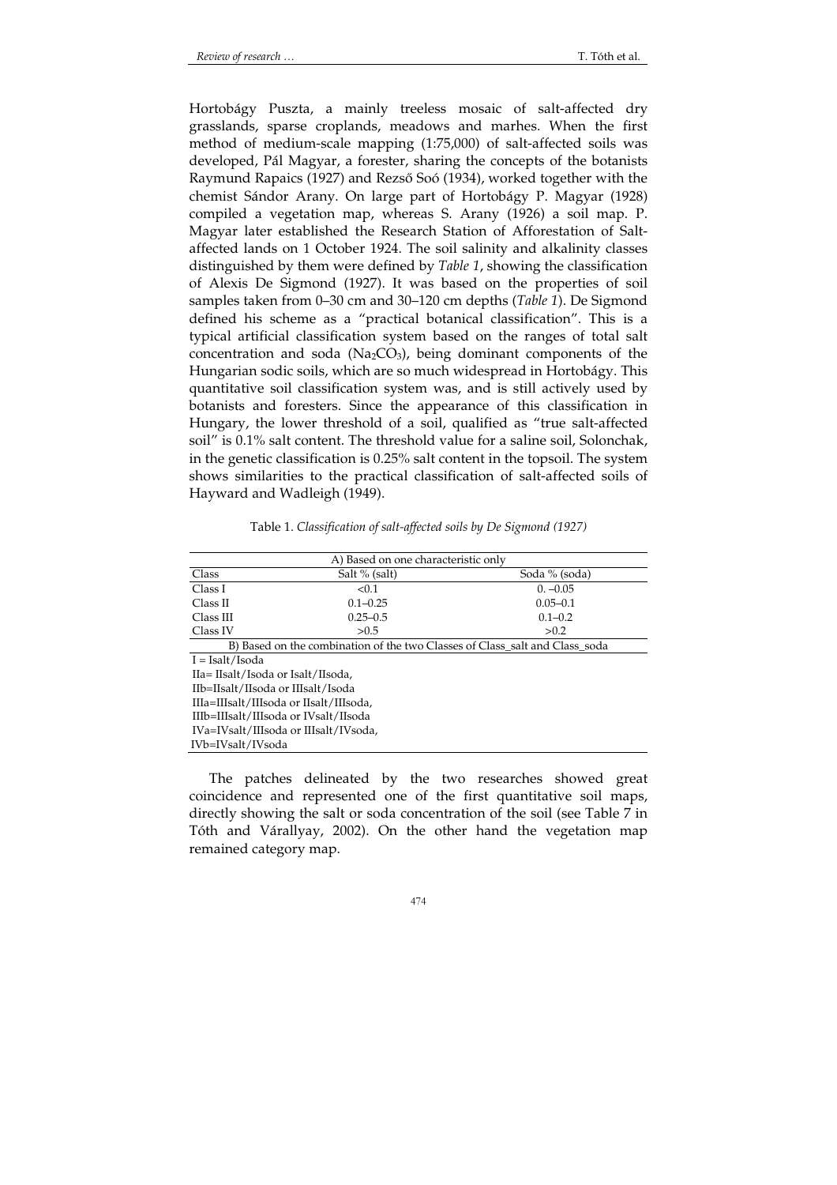Hortobágy Puszta, a mainly treeless mosaic of salt-affected dry grasslands, sparse croplands, meadows and marhes. When the first method of medium-scale mapping (1:75,000) of salt-affected soils was developed, Pál Magyar, a forester, sharing the concepts of the botanists Raymund Rapaics (1927) and Rezső Soó (1934), worked together with the chemist Sándor Arany. On large part of Hortobágy P. Magyar (1928) compiled a vegetation map, whereas S. Arany (1926) a soil map. P. Magyar later established the Research Station of Afforestation of Salt-affected lands on 1 October 1924. The soil salinity and alkalinity classes distinguished by them were defined by *Table 1*, showing the classification of Alexis De Sigmond (1927). It was based on the properties of soil samples taken from 0–30 cm and 30–120 cm depths (*Table 1*). De Sigmond defined his scheme as a "practical botanical classification". This is a typical artificial classification system based on the ranges of total salt concentration and soda ($Na_2CO_3$), being dominant components of the Hungarian sodic soils, which are so much widespread in Hortobágy. This quantitative soil classification system was, and is still actively used by botanists and foresters. Since the appearance of this classification in Hungary, the lower threshold of a soil, qualified as "true salt-affected soil" is 0.1% salt content. The threshold value for a saline soil, Solonchak, in the genetic classification is 0.25% salt content in the topsoil. The system shows similarities to the practical classification of salt-affected soils of Hayward and Wadleigh (1949).

Table 1. *Classification of salt-affected soils by De Sigmond (1927)*

| A) Based on one characteristic only | | |
|---|---|---|
| Class | Salt % (salt) | Soda % (soda) |
| Class I | <0.1 | 0. –0.05 |
| Class II | 0.1–0.25 | 0.05–0.1 |
| Class III | 0.25–0.5 | 0.1–0.2 |
| Class IV | >0.5 | >0.2 |
| B) Based on the combination of the two Classes of Class_salt and Class_soda | | |
| I = Isalt/Isoda | | |
| IIa= IIsalt/Isoda or Isalt/IIsoda, | | |
| IIb=IIsalt/IIsoda or IIIsalt/Isoda | | |
| IIIa=IIIsalt/IIIsoda or IIsalt/IIIsoda, | | |
| IIIb=IIIsalt/IIIsoda or IVsalt/IIsoda | | |
| IVa=IVsalt/IIIsoda or IIIsalt/IVsoda, | | |
| IVb=IVsalt/IVsoda | | |

The patches delineated by the two researches showed great coincidence and represented one of the first quantitative soil maps, directly showing the salt or soda concentration of the soil (see Table 7 in Tóth and Várallyay, 2002). On the other hand the vegetation map remained category map.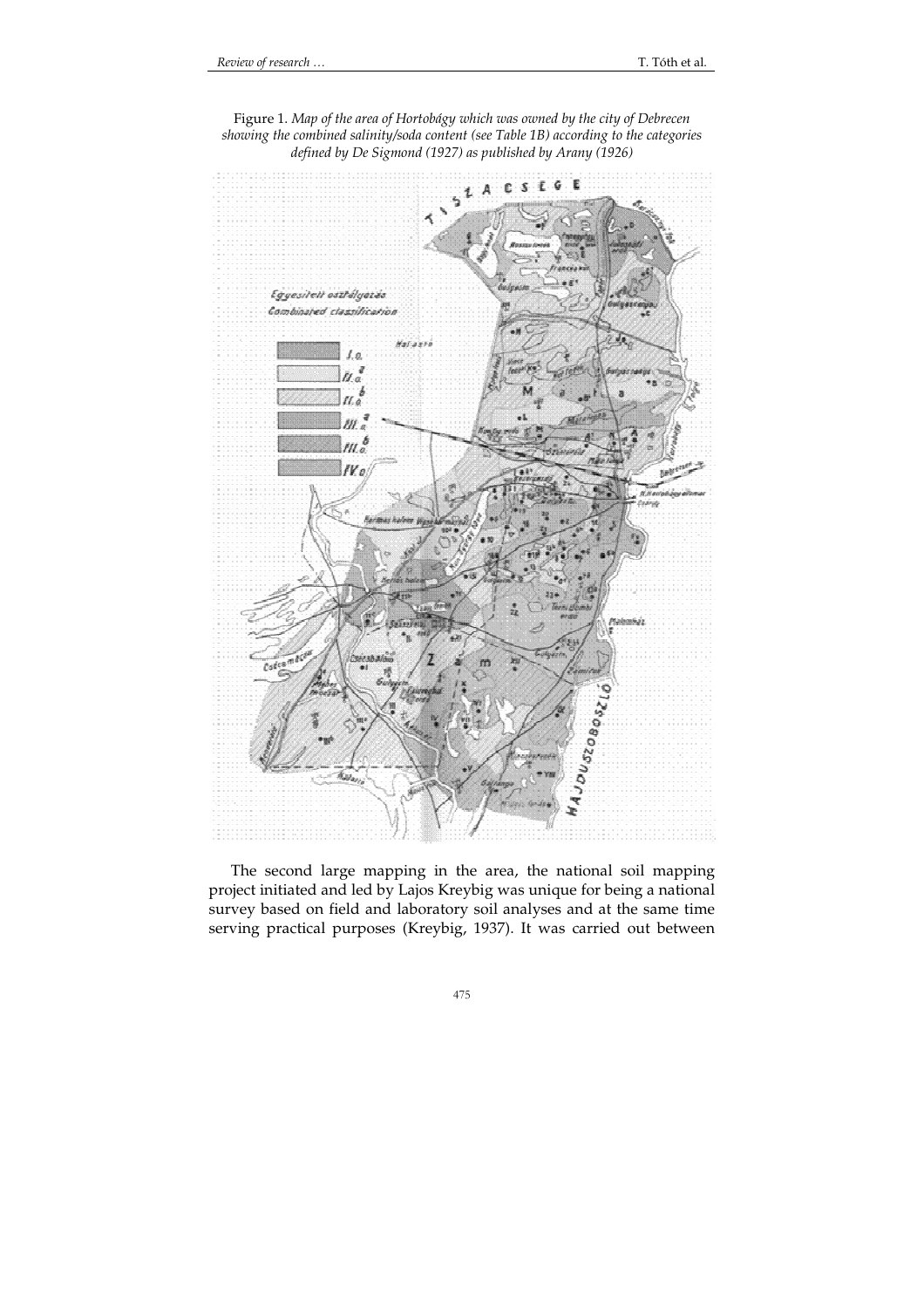Figure 1. *Map of the area of Hortobágy which was owned by the city of Debrecen showing the combined salinity/soda content (see Table 1B) according to the categories defined by De Sigmond (1927) as published by Arany (1926)*

The second large mapping in the area, the national soil mapping project initiated and led by Lajos Kreybig was unique for being a national survey based on field and laboratory soil analyses and at the same time serving practical purposes (Kreybig, 1937). It was carried out between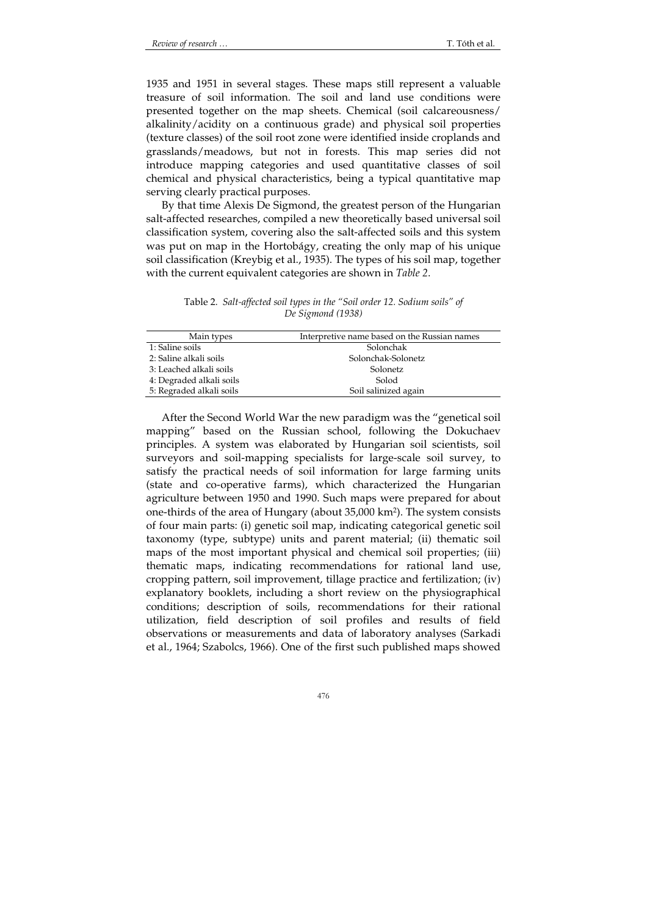1935 and 1951 in several stages. These maps still represent a valuable treasure of soil information. The soil and land use conditions were presented together on the map sheets. Chemical (soil calcareousness/ alkalinity/acidity on a continuous grade) and physical soil properties (texture classes) of the soil root zone were identified inside croplands and grasslands/meadows, but not in forests. This map series did not introduce mapping categories and used quantitative classes of soil chemical and physical characteristics, being a typical quantitative map serving clearly practical purposes.

By that time Alexis De Sigmond, the greatest person of the Hungarian salt-affected researches, compiled a new theoretically based universal soil classification system, covering also the salt-affected soils and this system was put on map in the Hortobágy, creating the only map of his unique soil classification (Kreybig et al., 1935). The types of his soil map, together with the current equivalent categories are shown in *Table 2*.

Table 2. *Salt-affected soil types in the "Soil order 12. Sodium soils" of De Sigmond (1938)*

| Main types | Interpretive name based on the Russian names |
|---|---|
| 1: Saline soils | Solonchak |
| 2: Saline alkali soils | Solonchak-Solonetz |
| 3: Leached alkali soils | Solonetz |
| 4: Degraded alkali soils | Solod |
| 5: Regraded alkali soils | Soil salinized again |

After the Second World War the new paradigm was the "genetical soil mapping" based on the Russian school, following the Dokuchaev principles. A system was elaborated by Hungarian soil scientists, soil surveyors and soil-mapping specialists for large-scale soil survey, to satisfy the practical needs of soil information for large farming units (state and co-operative farms), which characterized the Hungarian agriculture between 1950 and 1990. Such maps were prepared for about one-thirds of the area of Hungary (about 35,000 km$^2$). The system consists of four main parts: (i) genetic soil map, indicating categorical genetic soil taxonomy (type, subtype) units and parent material; (ii) thematic soil maps of the most important physical and chemical soil properties; (iii) thematic maps, indicating recommendations for rational land use, cropping pattern, soil improvement, tillage practice and fertilization; (iv) explanatory booklets, including a short review on the physiographical conditions; description of soils, recommendations for their rational utilization, field description of soil profiles and results of field observations or measurements and data of laboratory analyses (Sarkadi et al., 1964; Szabolcs, 1966). One of the first such published maps showed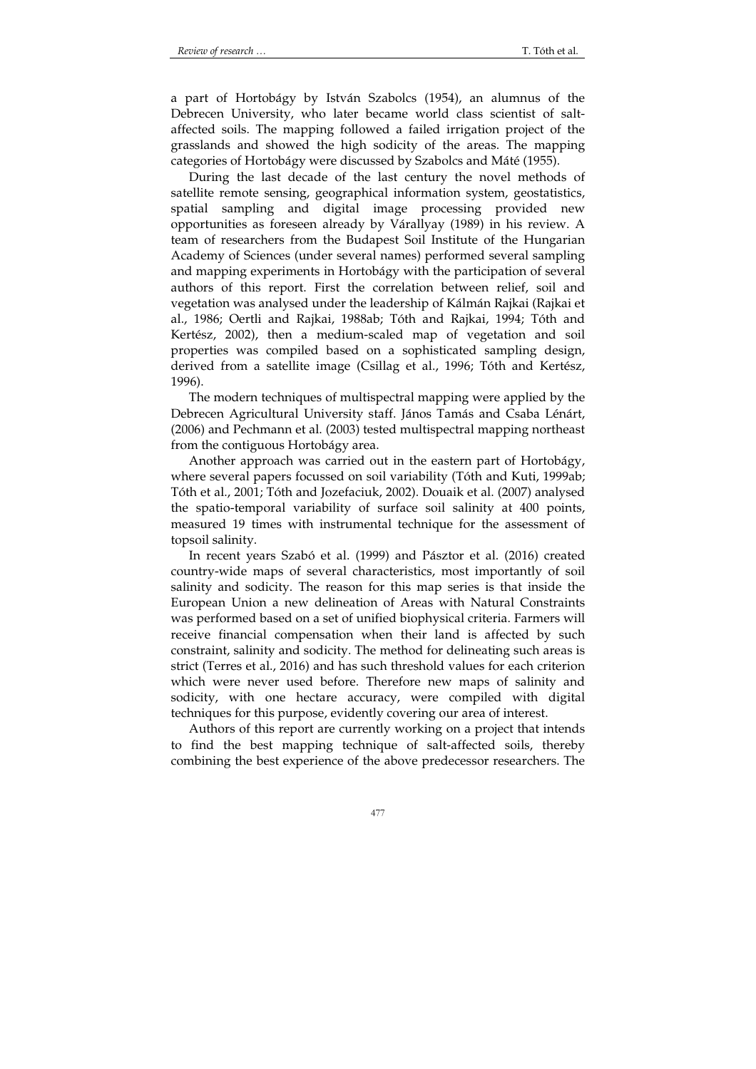a part of Hortobágy by István Szabolcs (1954), an alumnus of the Debrecen University, who later became world class scientist of salt-affected soils. The mapping followed a failed irrigation project of the grasslands and showed the high sodicity of the areas. The mapping categories of Hortobágy were discussed by Szabolcs and Máté (1955).

During the last decade of the last century the novel methods of satellite remote sensing, geographical information system, geostatistics, spatial sampling and digital image processing provided new opportunities as foreseen already by Várallyay (1989) in his review. A team of researchers from the Budapest Soil Institute of the Hungarian Academy of Sciences (under several names) performed several sampling and mapping experiments in Hortobágy with the participation of several authors of this report. First the correlation between relief, soil and vegetation was analysed under the leadership of Kálmán Rajkai (Rajkai et al., 1986; Oertli and Rajkai, 1988ab; Tóth and Rajkai, 1994; Tóth and Kertész, 2002), then a medium-scaled map of vegetation and soil properties was compiled based on a sophisticated sampling design, derived from a satellite image (Csillag et al., 1996; Tóth and Kertész, 1996).

The modern techniques of multispectral mapping were applied by the Debrecen Agricultural University staff. János Tamás and Csaba Lénárt, (2006) and Pechmann et al. (2003) tested multispectral mapping northeast from the contiguous Hortobágy area.

Another approach was carried out in the eastern part of Hortobágy, where several papers focussed on soil variability (Tóth and Kuti, 1999ab; Tóth et al., 2001; Tóth and Jozefaciuk, 2002). Douaik et al. (2007) analysed the spatio-temporal variability of surface soil salinity at 400 points, measured 19 times with instrumental technique for the assessment of topsoil salinity.

In recent years Szabó et al. (1999) and Pásztor et al. (2016) created country-wide maps of several characteristics, most importantly of soil salinity and sodicity. The reason for this map series is that inside the European Union a new delineation of Areas with Natural Constraints was performed based on a set of unified biophysical criteria. Farmers will receive financial compensation when their land is affected by such constraint, salinity and sodicity. The method for delineating such areas is strict (Terres et al., 2016) and has such threshold values for each criterion which were never used before. Therefore new maps of salinity and sodicity, with one hectare accuracy, were compiled with digital techniques for this purpose, evidently covering our area of interest.

Authors of this report are currently working on a project that intends to find the best mapping technique of salt-affected soils, thereby combining the best experience of the above predecessor researchers. The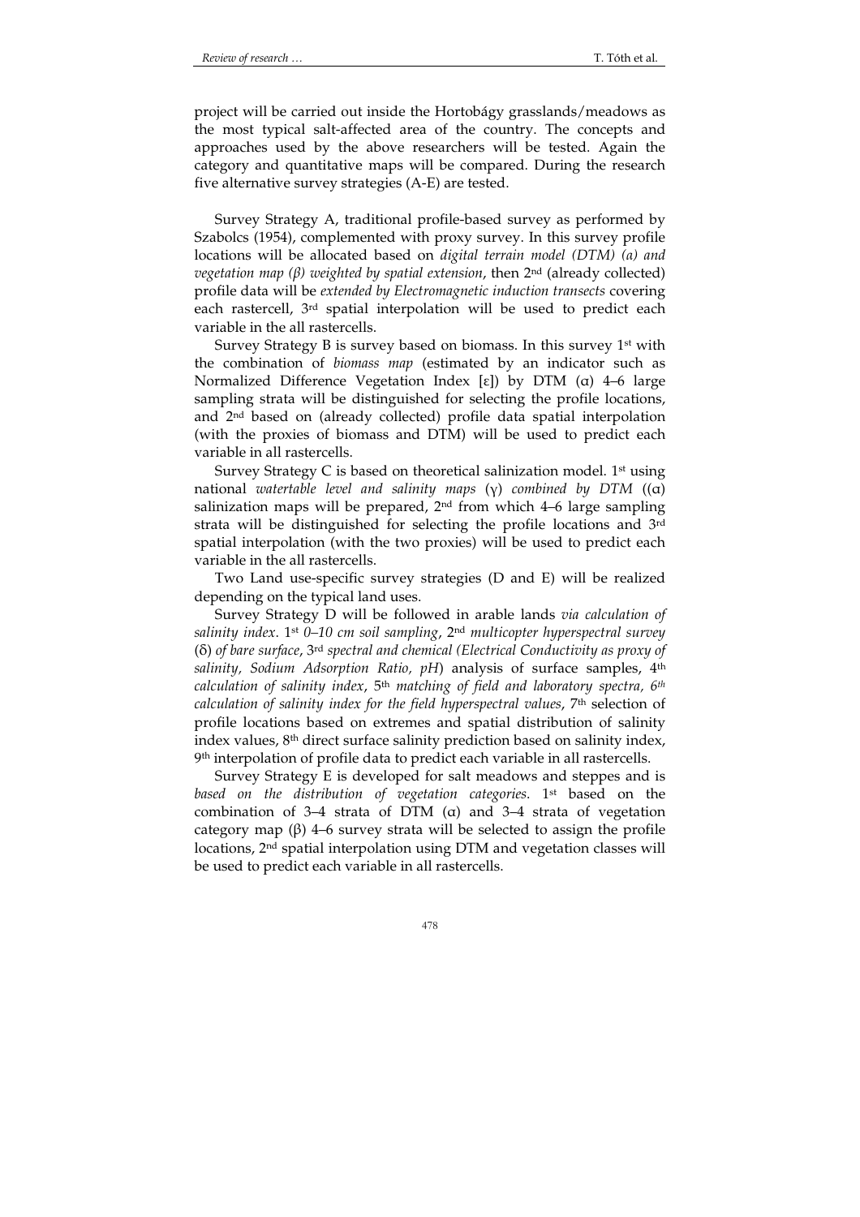project will be carried out inside the Hortobágy grasslands/meadows as the most typical salt-affected area of the country. The concepts and approaches used by the above researchers will be tested. Again the category and quantitative maps will be compared. During the research five alternative survey strategies (A-E) are tested.

Survey Strategy A, traditional profile-based survey as performed by Szabolcs (1954), complemented with proxy survey. In this survey profile locations will be allocated based on *digital terrain model (DTM) (a) and vegetation map (β) weighted by spatial extension*, then 2nd (already collected) profile data will be *extended by Electromagnetic induction transects* covering each rastercell, 3rd spatial interpolation will be used to predict each variable in the all rastercells.

Survey Strategy B is survey based on biomass. In this survey 1st with the combination of *biomass map* (estimated by an indicator such as Normalized Difference Vegetation Index [ε]) by DTM (α) 4–6 large sampling strata will be distinguished for selecting the profile locations, and 2nd based on (already collected) profile data spatial interpolation (with the proxies of biomass and DTM) will be used to predict each variable in all rastercells.

Survey Strategy C is based on theoretical salinization model. 1st using national *watertable level and salinity maps* (γ) *combined by DTM* ((α) salinization maps will be prepared, 2nd from which 4–6 large sampling strata will be distinguished for selecting the profile locations and 3rd spatial interpolation (with the two proxies) will be used to predict each variable in the all rastercells.

Two Land use-specific survey strategies (D and E) will be realized depending on the typical land uses.

Survey Strategy D will be followed in arable lands *via calculation of salinity index*. 1st *0–10 cm soil sampling*, 2nd *multicopter hyperspectral survey* (δ) *of bare surface*, 3rd *spectral and chemical (Electrical Conductivity as proxy of salinity, Sodium Adsorption Ratio, pH*) analysis of surface samples, 4th *calculation of salinity index*, 5th *matching of field and laboratory spectra, 6th calculation of salinity index for the field hyperspectral values*, 7th selection of profile locations based on extremes and spatial distribution of salinity index values, 8th direct surface salinity prediction based on salinity index, 9th interpolation of profile data to predict each variable in all rastercells.

Survey Strategy E is developed for salt meadows and steppes and is *based on the distribution of vegetation categories*. 1st based on the combination of 3–4 strata of DTM (α) and 3–4 strata of vegetation category map (β) 4–6 survey strata will be selected to assign the profile locations, 2nd spatial interpolation using DTM and vegetation classes will be used to predict each variable in all rastercells.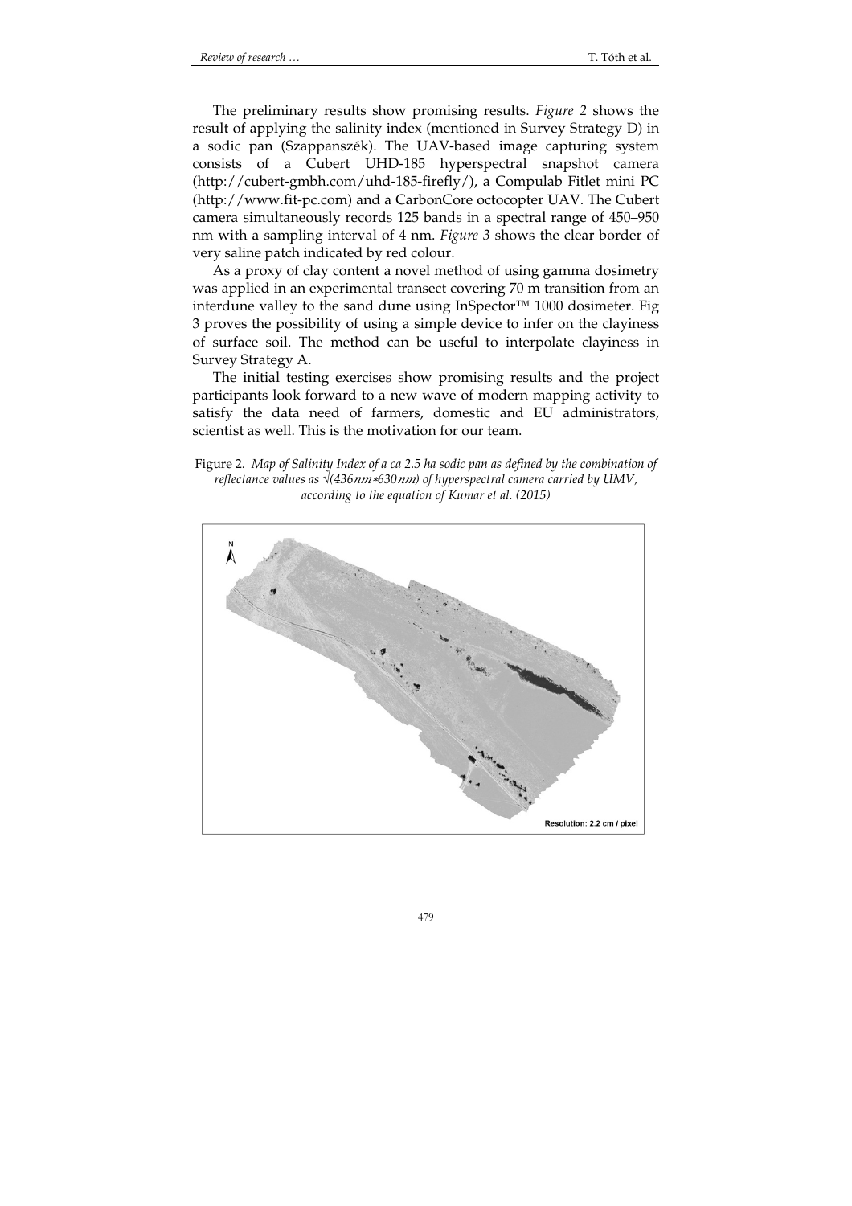The preliminary results show promising results. *Figure 2* shows the result of applying the salinity index (mentioned in Survey Strategy D) in a sodic pan (Szappanszék). The UAV-based image capturing system consists of a Cubert UHD-185 hyperspectral snapshot camera (http://cubert-gmbh.com/uhd-185-firefly/), a Compulab Fitlet mini PC (http://www.fit-pc.com) and a CarbonCore octocopter UAV. The Cubert camera simultaneously records 125 bands in a spectral range of 450–950 nm with a sampling interval of 4 nm. *Figure 3* shows the clear border of very saline patch indicated by red colour.

As a proxy of clay content a novel method of using gamma dosimetry was applied in an experimental transect covering 70 m transition from an interdune valley to the sand dune using InSpector™ 1000 dosimeter. Fig 3 proves the possibility of using a simple device to infer on the clayiness of surface soil. The method can be useful to interpolate clayiness in Survey Strategy A.

The initial testing exercises show promising results and the project participants look forward to a new wave of modern mapping activity to satisfy the data need of farmers, domestic and EU administrators, scientist as well. This is the motivation for our team.

Figure 2. *Map of Salinity Index of a ca 2.5 ha sodic pan as defined by the combination of reflectance values as* $\sqrt{(436nm*630nm)}$ *of hyperspectral camera carried by UMV, according to the equation of Kumar et al. (2015)*

Resolution: 2.2 cm / pixel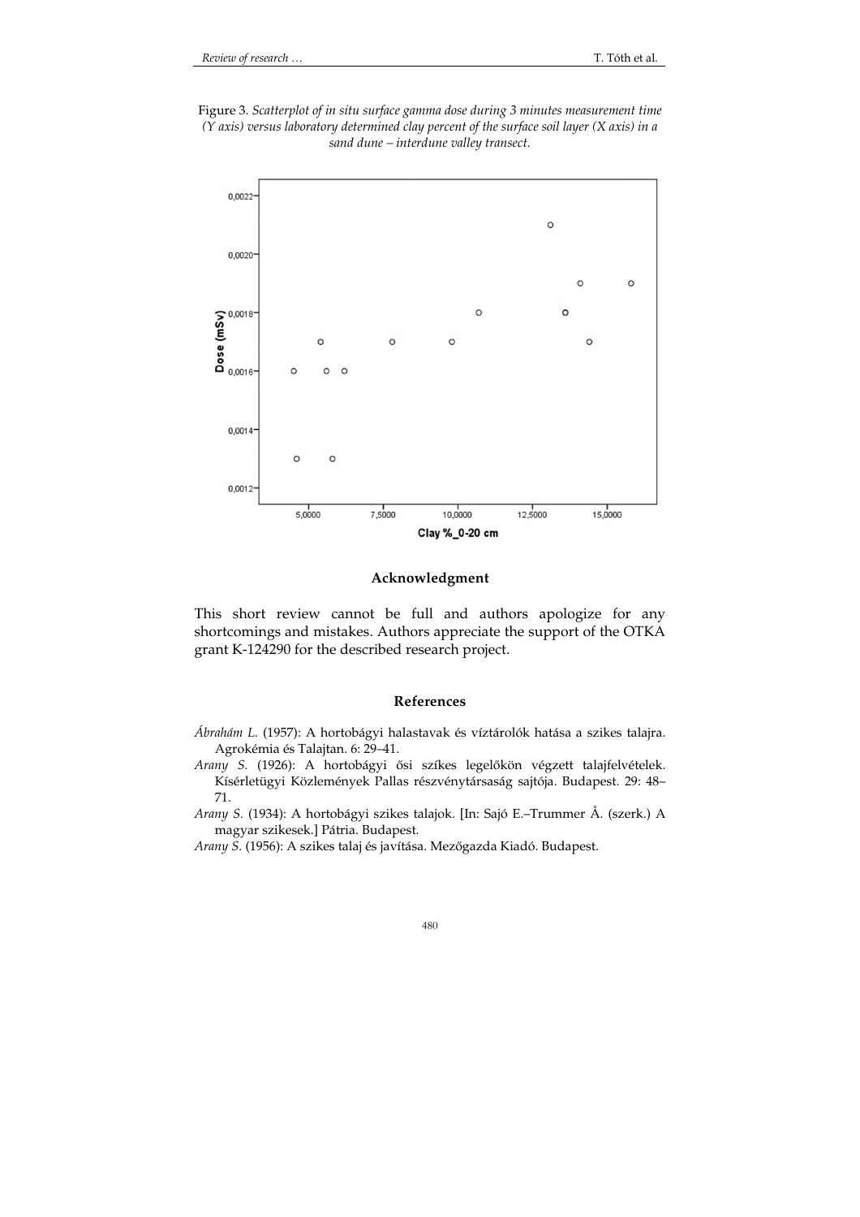Figure 3. *Scatterplot of in situ surface gamma dose during 3 minutes measurement time (Y axis) versus laboratory determined clay percent of the surface soil layer (X axis) in a sand dune – interdune valley transect.*

### Acknowledgment

This short review cannot be full and authors apologize for any shortcomings and mistakes. Authors appreciate the support of the OTKA grant K-124290 for the described research project.

### References

*Ábrahám L.* (1957): A hortobágyi halastavak és víztárolók hatása a szikes talajra. Agrokémia és Talajtan. 6: 29–41.

*Arany S.* (1926): A hortobágyi ősi szíkes legelőkön végzett talajfelvételek. Kísérletügyi Közlemények Pallas részvénytársaság sajtója. Budapest. 29: 48–71.

*Arany S.* (1934): A hortobágyi szikes talajok. [In: Sajó E.–Trummer Å. (szerk.) A magyar szikesek.] Pátria. Budapest.

*Arany S.* (1956): A szikes talaj és javítása. Mezőgazda Kiadó. Budapest.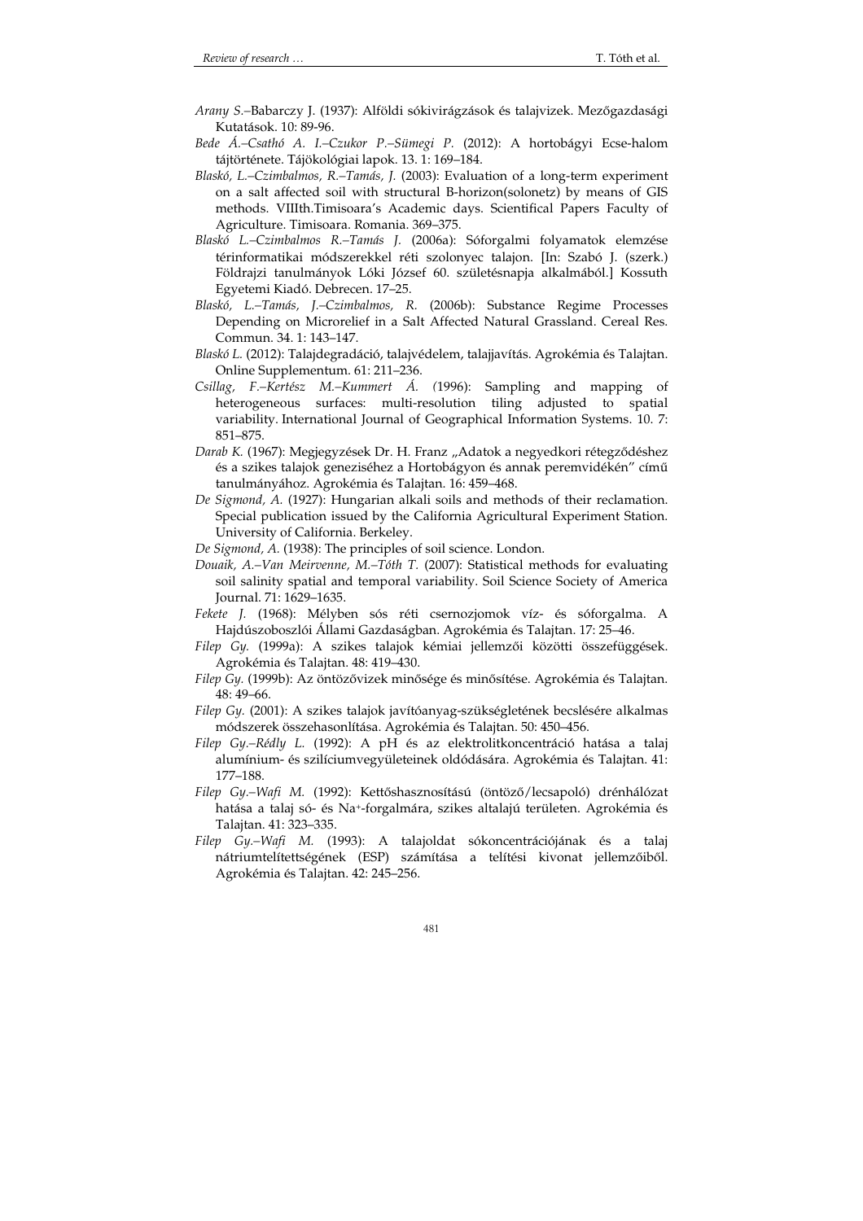*Arany S.–*Babarczy J. (1937): Alföldi sókivirágzások és talajvizek. Mezőgazdasági Kutatások. 10: 89-96.

*Bede Á.–Csathó A. I.–Czukor P.–Sümegi P.* (2012): A hortobágyi Ecse-halom tájtörténete. Tájökológiai lapok. 13. 1: 169–184.

*Blaskó, L.–Czimbalmos, R.–Tamás, J.* (2003): Evaluation of a long-term experiment on a salt affected soil with structural B-horizon(solonetz) by means of GIS methods. VIIIth.Timisoara's Academic days. Scientifical Papers Faculty of Agriculture. Timisoara. Romania. 369–375.

*Blaskó L.–Czimbalmos R.–Tamás J.* (2006a): Sóforgalmi folyamatok elemzése térinformatikai módszerekkel réti szolonyec talajon. [In: Szabó J. (szerk.) Földrajzi tanulmányok Lóki József 60. születésnapja alkalmából.] Kossuth Egyetemi Kiadó. Debrecen. 17–25.

*Blaskó, L.–Tamás, J.–Czimbalmos, R.* (2006b): Substance Regime Processes Depending on Microrelief in a Salt Affected Natural Grassland. Cereal Res. Commun. 34. 1: 143–147.

*Blaskó L.* (2012): Talajdegradáció, talajvédelem, talajjavítás. Agrokémia és Talajtan. Online Supplementum. 61: 211–236.

*Csillag, F.–Kertész M.–Kummert Á. (*1996): Sampling and mapping of heterogeneous surfaces: multi-resolution tiling adjusted to spatial variability. International Journal of Geographical Information Systems. 10. 7: 851–875.

*Darab K.* (1967): Megjegyzések Dr. H. Franz „Adatok a negyedkori rétegződéshez és a szikes talajok geneziséhez a Hortobágyon és annak peremvidékén" című tanulmányához. Agrokémia és Talajtan. 16: 459–468.

*De Sigmond, A.* (1927): Hungarian alkali soils and methods of their reclamation. Special publication issued by the California Agricultural Experiment Station. University of California. Berkeley.

*De Sigmond, A.* (1938): The principles of soil science. London.

*Douaik, A.–Van Meirvenne, M.–Tóth T.* (2007): Statistical methods for evaluating soil salinity spatial and temporal variability. Soil Science Society of America Journal. 71: 1629–1635.

*Fekete J.* (1968): Mélyben sós réti csernozjomok víz- és sóforgalma. A Hajdúszoboszlói Állami Gazdaságban. Agrokémia és Talajtan. 17: 25–46.

*Filep Gy.* (1999a): A szikes talajok kémiai jellemzői közötti összefüggések. Agrokémia és Talajtan. 48: 419–430.

*Filep Gy.* (1999b): Az öntözővizek minősége és minősítése. Agrokémia és Talajtan. 48: 49–66.

*Filep Gy.* (2001): A szikes talajok javítóanyag-szükségletének becslésére alkalmas módszerek összehasonlítása. Agrokémia és Talajtan. 50: 450–456.

*Filep Gy.–Rédly L.* (1992): A pH és az elektrolitkoncentráció hatása a talaj alumínium- és szilíciumvegyületeinek oldódására. Agrokémia és Talajtan. 41: 177–188.

*Filep Gy.–Wafi M.* (1992): Kettőshasznosítású (öntöző/lecsapoló) drénhálózat hatása a talaj só- és $Na^{+}$-forgalmára, szikes altalajú területen. Agrokémia és Talajtan. 41: 323–335.

*Filep Gy.–Wafi M.* (1993): A talajoldat sókoncentrációjának és a talaj nátriumtelítettségének (ESP) számítása a telítési kivonat jellemzőiből. Agrokémia és Talajtan. 42: 245–256.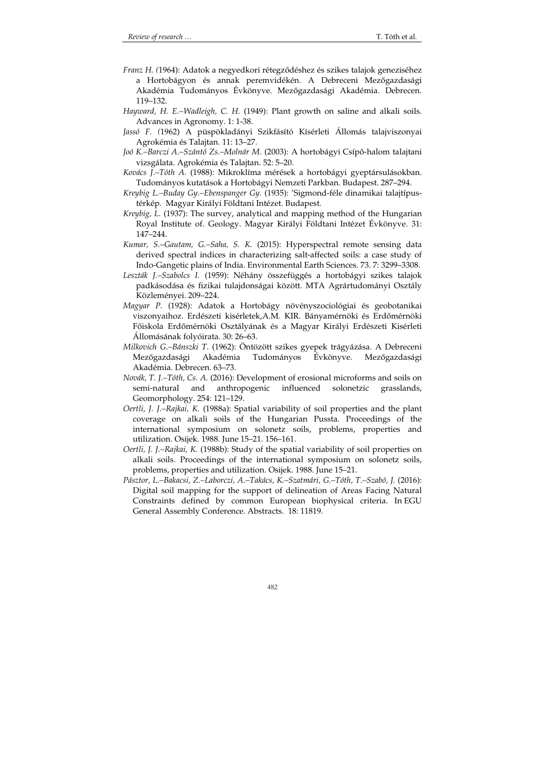*Franz H. (*1964): Adatok a negyedkori rétegződéshez és szikes talajok genezíséhez a Hortobágyon és annak peremvidékén. A Debreceni Mezőgazdasági Akadémia Tudományos Évkönyve. Mezőgazdasági Akadémia. Debrecen. 119–132.

*Hayward, H. E.–Wadleigh, C. H.* (1949): Plant growth on saline and alkali soils. Advances in Agronomy. 1: 1-38.

*Jassó F. (*1962) A püspökladányi Szikfásító Kísérleti Állomás talajviszonyai Agrokémia és Talajtan. 11: 13–27.

*Joó K.–Barczi A.–Szántó Zs.–Molnár M.* (2003): A hortobágyi Csípő-halom talajtani vizsgálata. Agrokémia és Talajtan. 52: 5–20.

*Kovács J.–Tóth A.* (1988): Mikroklíma mérések a hortobágyi gyeptársulásokban. Tudományos kutatások a Hortobágyi Nemzeti Parkban. Budapest. 287–294.

*Kreybig L.–Buday Gy.–Ebenspanger Gy.* (1935): 'Sigmond-féle dinamikai talajtípus-térkép. Magyar Királyi Földtani Intézet. Budapest.

*Kreybig, L.* (1937): The survey, analytical and mapping method of the Hungarian Royal Institute of. Geology. Magyar Királyi Földtani Intézet Évkönyve. 31: 147–244.

*Kumar, S.–Gautam, G.–Saha, S. K.* (2015): Hyperspectral remote sensing data derived spectral indices in characterizing salt-affected soils: a case study of Indo-Gangetic plains of India. Environmental Earth Sciences. 73. 7: 3299–3308.

*Leszták J.–Szabolcs I.* (1959): Néhány összefüggés a hortobágyi szikes talajok padkásodása és fizikai tulajdonságai között. MTA Agrártudományi Osztály Közleményei. 209–224.

*Magyar P.* (1928): Adatok a Hortobágy növényszociológiai és geobotanikai viszonyaihoz. Erdészeti kisérletek,A.M. KIR. Bányamérnöki és Erdőmérnöki Főiskola Erdőmérnöki Osztályának és a Magyar Királyi Erdészeti Kisérleti Állomásának folyóirata. 30: 26–63.

*Milkovich G.–Bánszki T.* (1962): Öntözött szikes gyepek trágyázása. A Debreceni Mezőgazdasági Akadémia Tudományos Évkönyve. Mezőgazdasági Akadémia. Debrecen. 63–73.

*Novák, T. J.–Tóth, Cs. A.* (2016): Development of erosional microforms and soils on semi-natural and anthropogenic influenced solonetzic grasslands, Geomorphology. 254: 121–129.

*Oertli, J. J.–Rajkai, K.* (1988a): Spatial variability of soil properties and the plant coverage on alkali soils of the Hungarian Pussta. Proceedings of the international symposium on solonetz soils, problems, properties and utilization. Osijek. 1988. June 15–21. 156–161.

*Oertli, J. J.–Rajkai, K.* (1988b): Study of the spatial variability of soil properties on alkali soils. Proceedings of the international symposium on solonetz soils, problems, properties and utilization. Osijek. 1988. June 15–21.

*Pásztor, L.–Bakacsi, Z.–Laborczi, A.–Takács, K.–Szatmári, G.–Tóth, T.–Szabó, J.* (2016): Digital soil mapping for the support of delineation of Areas Facing Natural Constraints defined by common European biophysical criteria. In EGU General Assembly Conference. Abstracts. 18: 11819.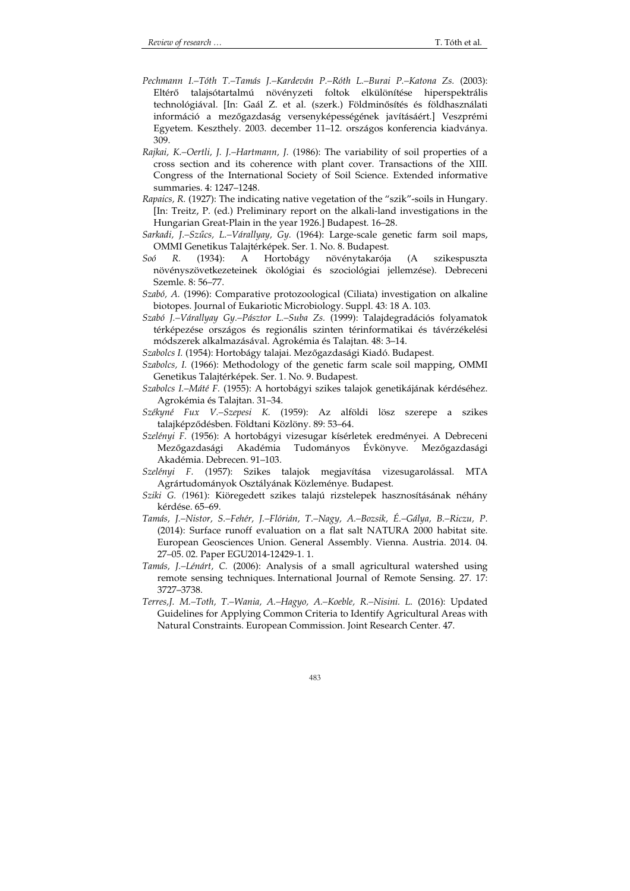*Pechmann I.–Tóth T.–Tamás J.–Kardeván P.–Róth L.–Burai P.–Katona Zs.* (2003): Eltérő talajsótartalmú növényzeti foltok elkülönítése hiperspektrális technológiával. [In: Gaál Z. et al. (szerk.) Földminősítés és földhasználati információ a mezőgazdaság versenyképességének javításáért.] Veszprémi Egyetem. Keszthely. 2003. december 11–12. országos konferencia kiadványa. 309.

*Rajkai, K.–Oertli, J. J.–Hartmann, J.* (1986): The variability of soil properties of a cross section and its coherence with plant cover. Transactions of the XIII. Congress of the International Society of Soil Science. Extended informative summaries. 4: 1247–1248.

*Rapaics, R.* (1927): The indicating native vegetation of the "szik"-soils in Hungary. [In: Treitz, P. (ed.) Preliminary report on the alkali-land investigations in the Hungarian Great-Plain in the year 1926.] Budapest. 16–28.

*Sarkadi, J.–Szűcs, L.–Várallyay, Gy.* (1964): Large-scale genetic farm soil maps, OMMI Genetikus Talajtérképek. Ser. 1. No. 8. Budapest.

*Soó R.* (1934): A Hortobágy növénytakarója (A szikespuszta növényszövetkezeteinek ökológiai és szociológiai jellemzése). Debreceni Szemle. 8: 56–77.

*Szabó, A.* (1996): Comparative protozoological (Ciliata) investigation on alkaline biotopes. Journal of Eukariotic Microbiology. Suppl. 43: 18 A. 103.

*Szabó J.–Várallyay Gy.–Pásztor L.–Suba Zs.* (1999): Talajdegradációs folyamatok térképezése országos és regionális szinten térinformatikai és távérzékelési módszerek alkalmazásával. Agrokémia és Talajtan. 48: 3–14.

*Szabolcs I.* (1954): Hortobágy talajai. Mezőgazdasági Kiadó. Budapest.

*Szabolcs, I.* (1966): Methodology of the genetic farm scale soil mapping, OMMI Genetikus Talajtérképek. Ser. 1. No. 9. Budapest.

*Szabolcs I.–Máté F.* (1955): A hortobágyi szikes talajok genetikájának kérdéséhez. Agrokémia és Talajtan. 31–34.

*Székyné Fux V.–Szepesi K.* (1959): Az alföldi lösz szerepe a szikes talajképződésben. Földtani Közlöny. 89: 53–64.

*Szelényi F.* (1956): A hortobágyi vizesugar kísérletek eredményei. A Debreceni Mezőgazdasági Akadémia Tudományos Évkönyve. Mezőgazdasági Akadémia. Debrecen. 91–103.

*Szelényi F.* (1957): Szikes talajok megjavítása vizesugarolással. MTA Agrártudományok Osztályának Közleménye. Budapest.

*Sziki G.* (1961): Kiöregedett szikes talajú rizstelepek hasznosításának néhány kérdése. 65–69.

*Tamás, J.–Nistor, S.–Fehér, J.–Flórián, T.–Nagy, A.–Bozsik, É.–Gálya, B.–Riczu, P.* (2014): Surface runoff evaluation on a flat salt NATURA 2000 habitat site. European Geosciences Union. General Assembly. Vienna. Austria. 2014. 04. 27–05. 02. Paper EGU2014-12429-1. 1.

*Tamás, J.–Lénárt, C.* (2006): Analysis of a small agricultural watershed using remote sensing techniques. International Journal of Remote Sensing. 27. 17: 3727–3738.

*Terres,J. M.–Toth, T.–Wania, A.–Hagyo, A.–Koeble, R.–Nisini. L.* (2016): Updated Guidelines for Applying Common Criteria to Identify Agricultural Areas with Natural Constraints. European Commission. Joint Research Center. 47.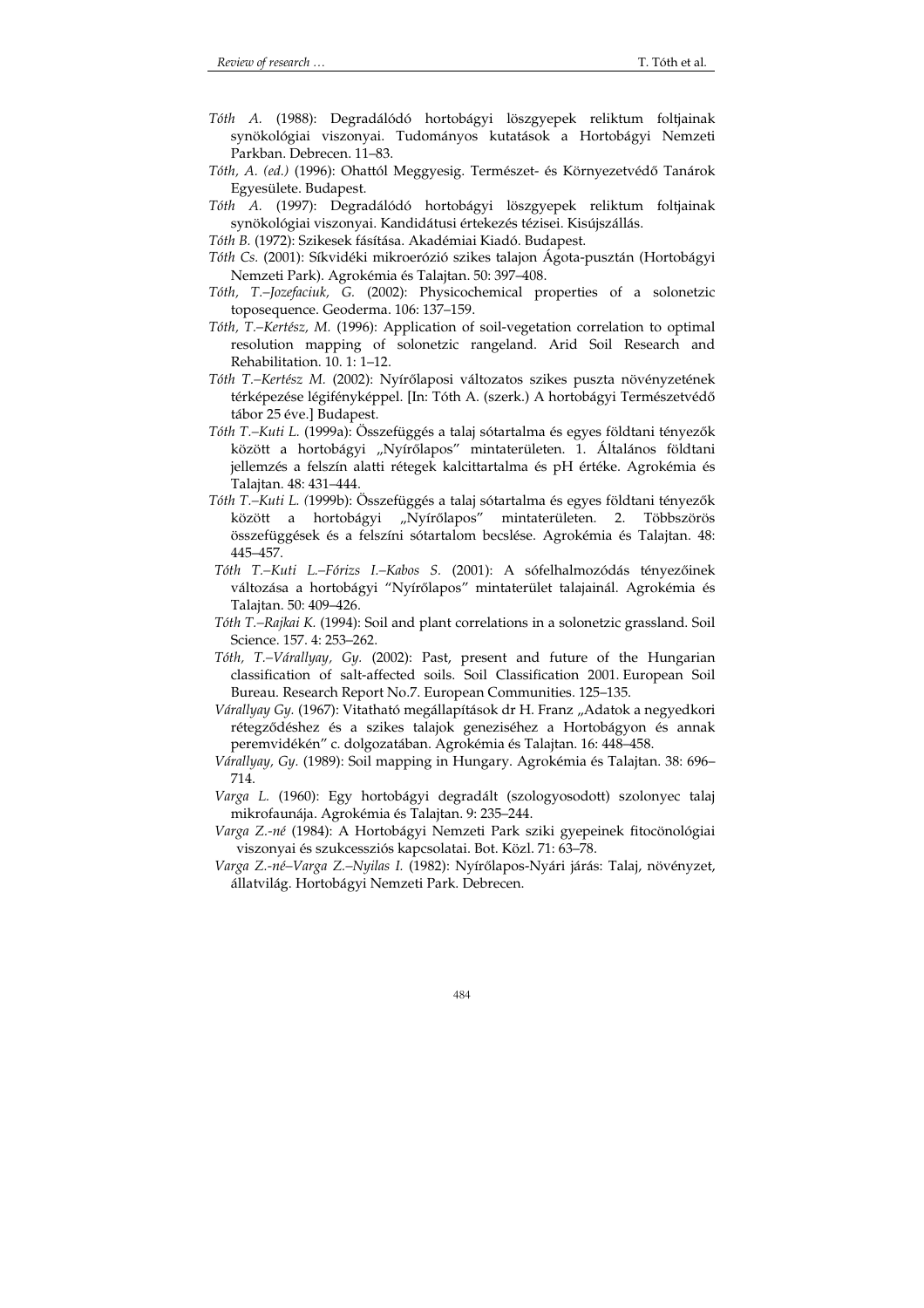*Tóth A.* (1988): Degradálódó hortobágyi löszgyepek reliktum foltjainak synökológiai viszonyai. Tudományos kutatások a Hortobágyi Nemzeti Parkban. Debrecen. 11–83.

*Tóth, A. (ed.)* (1996): Ohattól Meggyesig. Természet- és Környezetvédő Tanárok Egyesülete. Budapest.

*Tóth A.* (1997): Degradálódó hortobágyi löszgyepek reliktum foltjainak synökológiai viszonyai. Kandidátusi értekezés tézisei. Kisújszállás.

*Tóth B.* (1972): Szikesek fásítása. Akadémiai Kiadó. Budapest.

*Tóth Cs.* (2001): Síkvidéki mikroerózió szikes talajon Ágota-pusztán (Hortobágyi Nemzeti Park). Agrokémia és Talajtan. 50: 397–408.

*Tóth, T.–Jozefaciuk, G.* (2002): Physicochemical properties of a solonetzic toposequence. Geoderma. 106: 137–159.

*Tóth, T.–Kertész, M.* (1996): Application of soil-vegetation correlation to optimal resolution mapping of solonetzic rangeland. Arid Soil Research and Rehabilitation. 10. 1: 1–12.

*Tóth T.–Kertész M.* (2002): Nyírőlaposi változatos szikes puszta növényzetének térképezése légifényképpel. [In: Tóth A. (szerk.) A hortobágyi Természetvédő tábor 25 éve.] Budapest.

*Tóth T.–Kuti L.* (1999a): Összefüggés a talaj sótartalma és egyes földtani tényezők között a hortobágyi „Nyírőlapos" mintaterületen. 1. Általános földtani jellemzés a felszín alatti rétegek kalcittartalma és pH értéke. Agrokémia és Talajtan. 48: 431–444.

*Tóth T.–Kuti L.* (1999b): Összefüggés a talaj sótartalma és egyes földtani tényezők között a hortobágyi „Nyírőlapos" mintaterületen. 2. Többszörös összefüggések és a felszíni sótartalom becslése. Agrokémia és Talajtan. 48: 445–457.

*Tóth T.–Kuti L.–Fórizs I.–Kabos S.* (2001): A sófelhalmozódás tényezőinek változása a hortobágyi "Nyírőlapos" mintaterület talajainál. Agrokémia és Talajtan. 50: 409–426.

*Tóth T.–Rajkai K.* (1994): Soil and plant correlations in a solonetzic grassland. Soil Science. 157. 4: 253–262.

*Tóth, T.–Várallyay, Gy.* (2002): Past, present and future of the Hungarian classification of salt-affected soils. Soil Classification 2001. European Soil Bureau. Research Report No.7. European Communities. 125–135.

*Várallyay Gy.* (1967): Vitatható megállapítások dr H. Franz „Adatok a negyedkori rétegződéshez és a szikes talajok geneziséhez a Hortobágyon és annak peremvidékén" c. dolgozatában. Agrokémia és Talajtan. 16: 448–458.

*Várallyay, Gy.* (1989): Soil mapping in Hungary. Agrokémia és Talajtan. 38: 696–714.

*Varga L.* (1960): Egy hortobágyi degradált (szologyosodott) szolonyec talaj mikrofaunája. Agrokémia és Talajtan. 9: 235–244.

*Varga Z.-né* (1984): A Hortobágyi Nemzeti Park sziki gyepeinek fitocönológiai viszonyai és szukcessziós kapcsolatai. Bot. Közl. 71: 63–78.

*Varga Z.-né–Varga Z.–Nyilas I.* (1982): Nyírőlapos-Nyári járás: Talaj, növényzet, állatvilág. Hortobágyi Nemzeti Park. Debrecen.